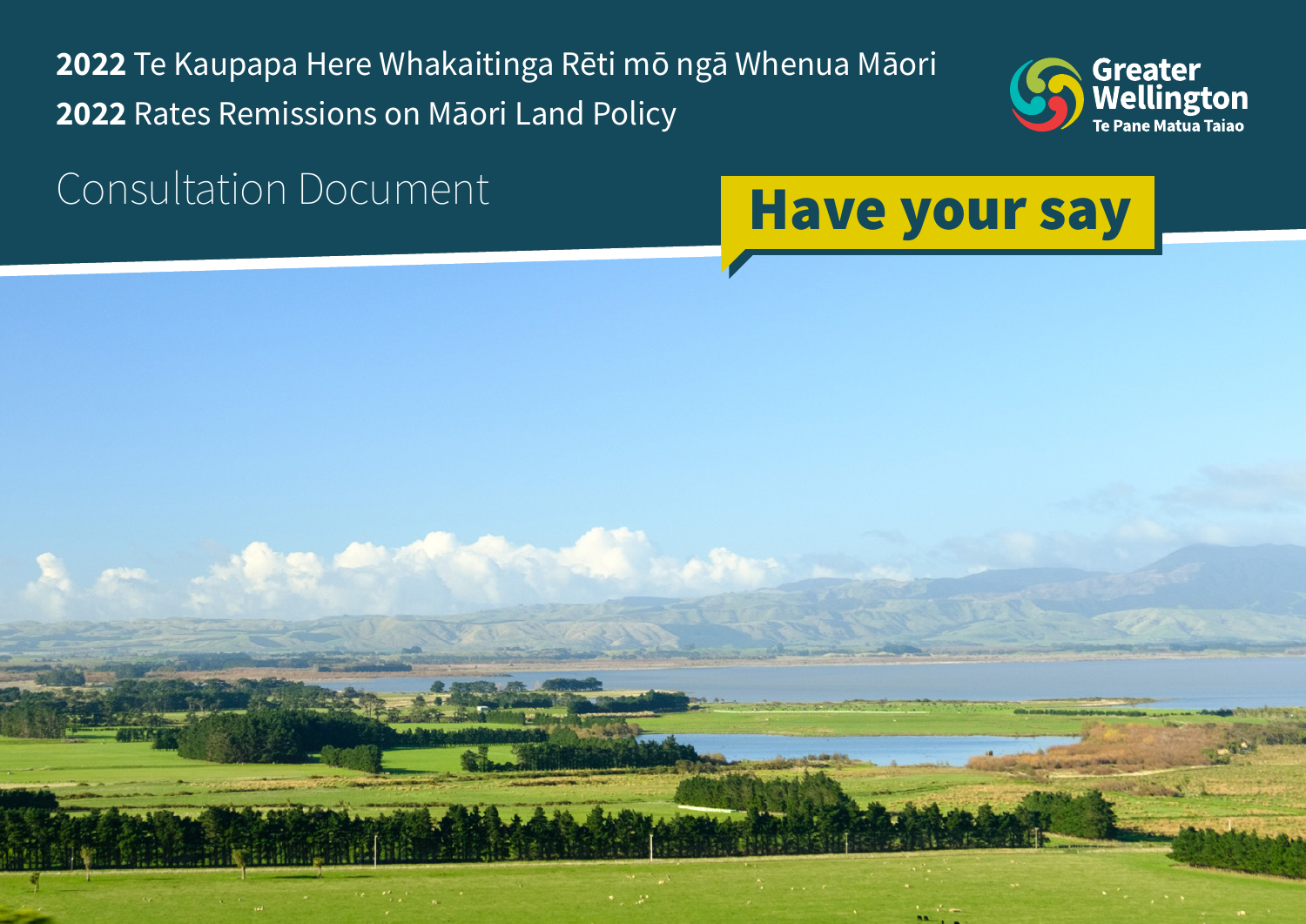# **2022** Te Kaupapa Here Whakaitinga Rēti mō ngā Whenua Māori

# **2022** Rates Remissions on Māori Land Policy

## Consultation Document

**Greater Wellington**
Te Pane Matua Taiao

**Have your say**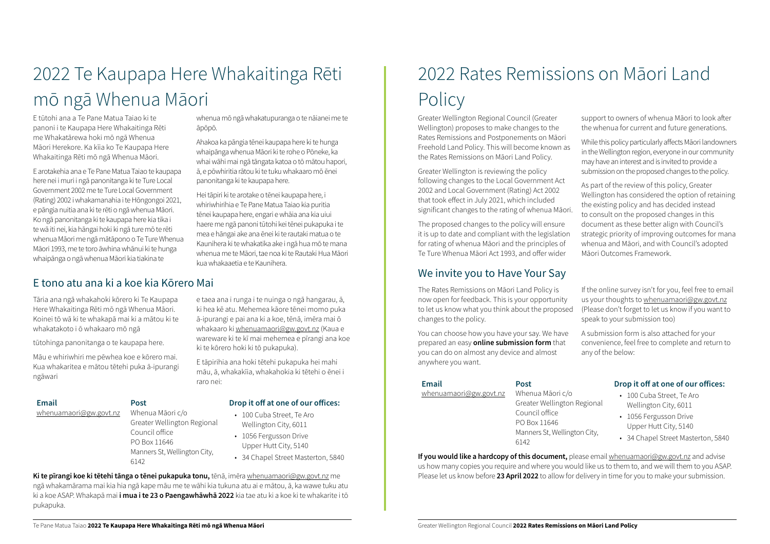# 2022 Te Kaupapa Here Whakaitinga Rēti mō ngā Whenua Māori

E tūtohi ana a Te Pane Matua Taiao ki te panoni i te Kaupapa Here Whakaitinga Rēti me Whakatārewa hoki mō ngā Whenua Māori Herekore. Ka kīia ko Te Kaupapa Here Whakaitinga Rēti mō ngā Whenua Māori.

E arotakehia ana e Te Pane Matua Taiao te kaupapa here nei i muri i ngā panonitanga ki te Ture Local Government 2002 me te Ture Local Government (Rating) 2002 i whakamanahia i te Hōngongoi 2021, e pāngia nuitia ana ki te rēti o ngā whenua Māori. Ko ngā panonitanga ki te kaupapa here kia tika i te wā iti nei, kia hāngai hoki ki ngā ture mō te rēti whenua Māori me ngā mātāpono o Te Ture Whenua Māori 1993, me te toro āwhina whānui ki te hunga whaipānga o ngā whenua Māori kia tiakina te whenua mō ngā whakatupuranga o te nāianei me te āpōpō.

Ahakoa ka pāngia tēnei kaupapa here ki te hunga whaipānga whenua Māori ki te rohe o Pōneke, ka whai wāhi mai ngā tāngata katoa o tō mātou hapori, ā, e pōwhiritia rātou ki te tuku whakaaro mō ēnei panonitanga ki te kaupapa here.

Hei tāpiri ki te arotake o tēnei kaupapa here, i whiriwhirihia e Te Pane Matua Taiao kia puritia tēnei kaupapa here, engari e whāia ana kia uiui haere me ngā panoni tūtohi kei tēnei pukapuka i te mea e hāngai ake ana ēnei ki te rautaki matua o te Kaunihera ki te whakatika ake i ngā hua mō te mana whenua me te Māori, tae noa ki te Rautaki Hua Māori kua whakaaetia e te Kaunihera.

## E tono atu ana ki a koe kia Kōrero Mai

Tāria ana ngā whakahoki kōrero ki Te Kaupapa Here Whakaitinga Rēti mō ngā Whenua Māori. Koinei tō wā ki te whakapā mai ki a mātou ki te whakatakoto i ō whakaaro mō ngā

tūtohinga panonitanga o te kaupapa here.

Māu e whiriwhiri me pēwhea koe e kōrero mai. Kua whakaritea e mātou tētehi puka ā-ipurangi ngāwari e taea ana i runga i te nuinga o ngā hangarau, ā, ki hea kē atu. Mehemea kāore tēnei momo puka ā-ipurangi e pai ana ki a koe, tēnā, imēra mai ō whakaaro ki whenuamaori@gw.govt.nz (Kaua e wareware ki te kī mai mehemea e pīrangi ana koe ki te kōrero hoki ki tō pukapuka).

E tāpirihia ana hoki tētehi pukapuka hei mahi māu, ā, whakakīia, whakahokia ki tētehi o ēnei i raro nei:

**Email**

whenuamaori@gw.govt.nz

**Post**

Whenua Māori c/o
Greater Wellington Regional Council office
PO Box 11646
Manners St, Wellington City, 6142

**Drop it off at one of our offices:**

- 100 Cuba Street, Te Aro Wellington City, 6011
- 1056 Fergusson Drive Upper Hutt City, 5140
- 34 Chapel Street Masterton, 5840

**Ki te pīrangi koe ki tētehi tānga o tēnei pukapuka tonu,** tēnā, imēra whenuamaori@gw.govt.nz me ngā whakamārama mai kia hia ngā kape māu me te wāhi kia tukuna atu ai e mātou, ā, ka wawe tuku atu ki a koe ASAP. Whakapā mai **i mua i te 23 o Paengawhāwhā 2022** kia tae atu ki a koe ki te whakarite i tō pukapuka.

# 2022 Rates Remissions on Māori Land Policy

Greater Wellington Regional Council (Greater Wellington) proposes to make changes to the Rates Remissions and Postponements on Māori Freehold Land Policy. This will become known as the Rates Remissions on Māori Land Policy.

Greater Wellington is reviewing the policy following changes to the Local Government Act 2002 and Local Government (Rating) Act 2002 that took effect in July 2021, which included significant changes to the rating of whenua Māori.

The proposed changes to the policy will ensure it is up to date and compliant with the legislation for rating of whenua Māori and the principles of Te Ture Whenua Māori Act 1993, and offer wider support to owners of whenua Māori to look after the whenua for current and future generations.

While this policy particularly affects Māori landowners in the Wellington region, everyone in our community may have an interest and is invited to provide a submission on the proposed changes to the policy.

As part of the review of this policy, Greater Wellington has considered the option of retaining the existing policy and has decided instead to consult on the proposed changes in this document as these better align with Council's strategic priority of improving outcomes for mana whenua and Māori, and with Council's adopted Māori Outcomes Framework.

## We invite you to Have Your Say

The Rates Remissions on Māori Land Policy is now open for feedback. This is your opportunity to let us know what you think about the proposed changes to the policy.

You can choose how you have your say. We have prepared an easy **online submission form** that you can do on almost any device and almost anywhere you want.

If the online survey isn't for you, feel free to email us your thoughts to whenuamaori@gw.govt.nz (Please don't forget to let us know if you want to speak to your submission too)

A submission form is also attached for your convenience, feel free to complete and return to any of the below:

**Email**

whenuamaori@gw.govt.nz

**Post**

Whenua Māori c/o
Greater Wellington Regional Council office
PO Box 11646
Manners St, Wellington City, 6142

**Drop it off at one of our offices:**

- 100 Cuba Street, Te Aro Wellington City, 6011
- 1056 Fergusson Drive Upper Hutt City, 5140
- 34 Chapel Street Masterton, 5840

**If you would like a hardcopy of this document,** please email whenuamaori@gw.govt.nz and advise us how many copies you require and where you would like us to them to, and we will them to you ASAP. Please let us know before **23 April 2022** to allow for delivery in time for you to make your submission.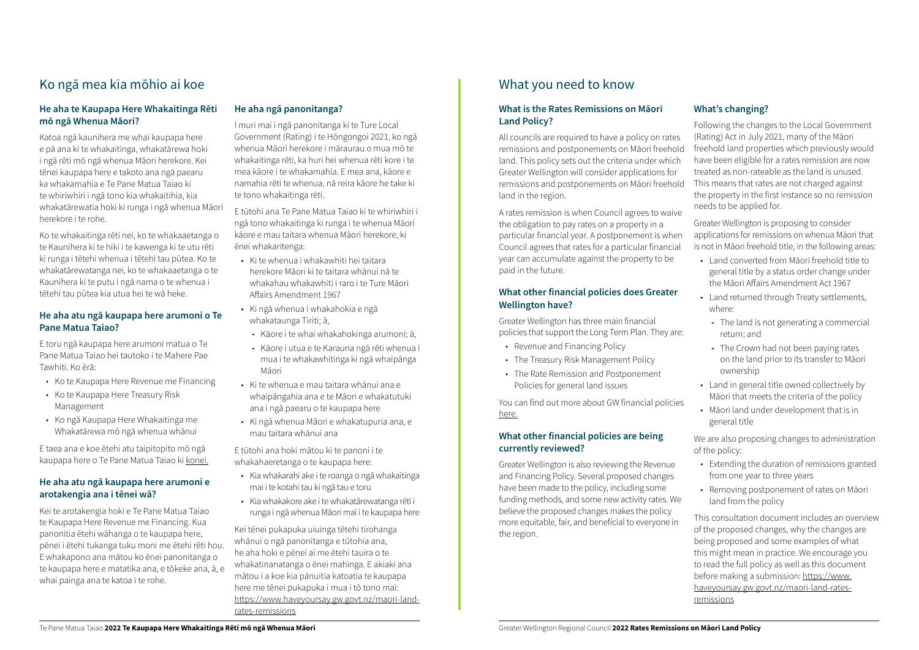# Ko ngā mea kia mōhio ai koe

### He aha te Kaupapa Here Whakaitinga Rēti mō ngā Whenua Māori?

Katoa ngā kaunihera me whai kaupapa here e pā ana ki te whakaitinga, whakatārewa hoki i ngā rēti mō ngā whenua Māori herekore. Kei tēnei kaupapa here e takoto ana ngā paearu ka whakamahia e Te Pane Matua Taiao ki te whiriwhiri i ngā tono kia whakaitihia, kia whakatārewatia hoki ki runga i ngā whenua Māori herekore i te rohe.

Ko te whakaitinga rēti nei, ko te whakaaetanga o te Kaunihera ki te hiki i te kawenga ki te utu rēti ki runga i tētehi whenua i tētehi tau pūtea. Ko te whakatārewatanga nei, ko te whakaaetanga o te Kaunihera ki te putu i ngā nama o te whenua i tētehi tau pūtea kia utua hei te wā heke.

### He aha atu ngā kaupapa here arumoni o Te Pane Matua Taiao?

E toru ngā kaupapa here arumoni matua o Te Pane Matua Taiao hei tautoko i te Mahere Pae Tawhiti. Ko ērā:

- Ko te Kaupapa Here Revenue me Financing
- Ko te Kaupapa Here Treasury Risk Management
- Ko ngā Kaupapa Here Whakaitinga me Whakatārewa mō ngā whenua whānui

E taea ana e koe ētehi atu taipitopito mō ngā kaupapa here o Te Pane Matua Taiao ki konei.

### He aha atu ngā kaupapa here arumoni e arotakengia ana i tēnei wā?

Kei te arotakengia hoki e Te Pane Matua Taiao te Kaupapa Here Revenue me Financing. Kua panonitia ētehi wāhanga o te kaupapa here, pēnei i ētehi tukanga tuku moni me ētehi rēti hou. E whakapono ana mātou ko ēnei panonitanga o te kaupapa here e matatika ana, e tōkeke ana, ā, e whai painga ana te katoa i te rohe.

### He aha ngā panonitanga?

I muri mai i ngā panonitanga ki te Ture Local Government (Rating) i te Hōngongoi 2021, ko ngā whenua Māori herekore i māraurau o mua mō te whakaitinga rēti, ka huri hei whenua rēti kore i te mea kāore i te whakamahia. E mea ana, kāore e namahia rēti te whenua, nā reira kāore he take ki te tono whakaitinga rēti.

E tūtohi ana Te Pane Matua Taiao ki te whiriwhiri i ngā tono whakaitinga ki runga i te whenua Māori kāore e mau taitara whenua Māori herekore, ki ēnei whakaritenga:

- Ki te whenua i whakawhiti hei taitara herekore Māori ki te taitara whānui nā te whakahau whakawhiti i raro i te Ture Māori Affairs Amendment 1967
- Ki ngā whenua i whakahokia e ngā whakataunga Tiriti; ā,
  - Kāore i te whai whakahokinga arumoni; ā,
  - Kāore i utua e te Karauna ngā rēti whenua i mua i te whakawhitinga ki ngā whaipānga Māori
- Ki te whenua e mau taitara whānui ana e whaipāngahia ana e te Māori e whakatutuki ana i ngā paearu o te kaupapa here
- Ki ngā whenua Māori e whakatupuria ana, e mau taitara whānui ana

E tūtohi ana hoki mātou ki te panoni i te whakahaeretanga o te kaupapa here:

- Kia whakarahi ake i te roanga o ngā whakaitinga mai i te kotahi tau ki ngā tau e toru
- Kia whakakore ake i te whakatārewatanga rēti i runga i ngā whenua Māori mai i te kaupapa here

Kei tēnei pukapuka uiuinga tētehi tirohanga whānui o ngā panonitanga e tūtohia ana, he aha hoki e pēnei ai me ētehi tauira o te whakatinanatanga o ēnei mahinga. E akiaki ana mātou i a koe kia pānuitia katoatia te kaupapa here me tēnei pukapuka i mua i tō tono mai: https://www.haveyoursay.gw.govt.nz/maori-land-rates-remissions

# What you need to know

### What is the Rates Remissions on Māori Land Policy?

All councils are required to have a policy on rates remissions and postponements on Māori freehold land. This policy sets out the criteria under which Greater Wellington will consider applications for remissions and postponements on Māori freehold land in the region.

A rates remission is when Council agrees to waive the obligation to pay rates on a property in a particular financial year. A postponement is when Council agrees that rates for a particular financial year can accumulate against the property to be paid in the future.

### What other financial policies does Greater Wellington have?

Greater Wellington has three main financial policies that support the Long Term Plan. They are:

- Revenue and Financing Policy
- The Treasury Risk Management Policy
- The Rate Remission and Postponement Policies for general land issues

You can find out more about GW financial policies here.

### What other financial policies are being currently reviewed?

Greater Wellington is also reviewing the Revenue and Financing Policy. Several proposed changes have been made to the policy, including some funding methods, and some new activity rates. We believe the proposed changes makes the policy more equitable, fair, and beneficial to everyone in the region.

### What's changing?

Following the changes to the Local Government (Rating) Act in July 2021, many of the Māori freehold land properties which previously would have been eligible for a rates remission are now treated as non-rateable as the land is unused. This means that rates are not charged against the property in the first instance so no remission needs to be applied for.

Greater Wellington is proposing to consider applications for remissions on whenua Māori that is not in Māori freehold title, in the following areas:

- Land converted from Māori freehold title to general title by a status order change under the Māori Affairs Amendment Act 1967
- Land returned through Treaty settlements, where:
  - The land is not generating a commercial return; and
  - The Crown had not been paying rates on the land prior to its transfer to Māori ownership
- Land in general title owned collectively by Māori that meets the criteria of the policy
- Māori land under development that is in general title

We are also proposing changes to administration of the policy:

- Extending the duration of remissions granted from one year to three years
- Removing postponement of rates on Māori land from the policy

This consultation document includes an overview of the proposed changes, why the changes are being proposed and some examples of what this might mean in practice. We encourage you to read the full policy as well as this document before making a submission: https://www.haveyoursay.gw.govt.nz/maori-land-rates-remissions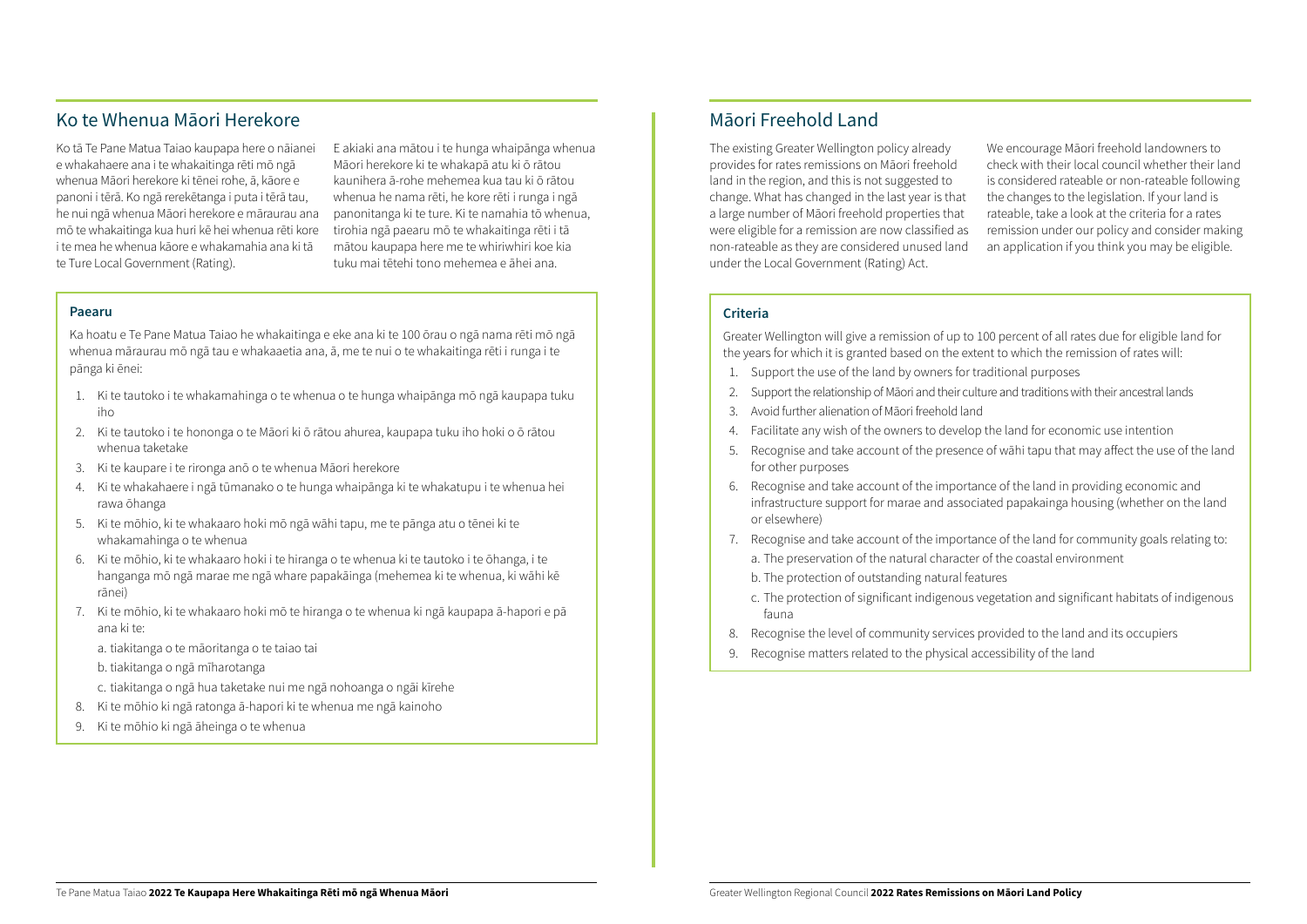## Ko te Whenua Māori Herekore

Ko tā Te Pane Matua Taiao kaupapa here o nāianei e whakahaere ana i te whakaitinga rēti mō ngā whenua Māori herekore ki tēnei rohe, ā, kāore e panoni i tērā. Ko ngā rerekētanga i puta i tērā tau, he nui ngā whenua Māori herekore e māraurau ana mō te whakaitinga kua huri kē hei whenua rēti kore i te mea he whenua kāore e whakamahia ana ki tā te Ture Local Government (Rating).

E akiaki ana mātou i te hunga whaipānga whenua Māori herekore ki te whakapā atu ki ō rātou kaunihera ā-rohe mehemea kua tau ki ō rātou whenua he nama rēti, he kore rēti i runga i ngā panonitanga ki te ture. Ki te namahia tō whenua, tirohia ngā paearu mō te whakaitinga rēti i tā mātou kaupapa here me te whiriwhiri koe kia tuku mai tētehi tono mehemea e āhei ana.

### Paearu

Ka hoatu e Te Pane Matua Taiao he whakaitinga e eke ana ki te 100 ōrau o ngā nama rēti mō ngā whenua māraurau mō ngā tau e whakaaetia ana, ā, me te nui o te whakaitinga rēti i runga i te pānga ki ēnei:

1. Ki te tautoko i te whakamahinga o te whenua o te hunga whaipānga mō ngā kaupapa tuku iho
2. Ki te tautoko i te hononga o te Māori ki ō rātou ahurea, kaupapa tuku iho hoki o ō rātou whenua taketake
3. Ki te kaupare i te rironga anō o te whenua Māori herekore
4. Ki te whakahaere i ngā tūmanako o te hunga whaipānga ki te whakatupu i te whenua hei rawa ōhanga
5. Ki te mōhio, ki te whakaaro hoki mō ngā wāhi tapu, me te pānga atu o tēnei ki te whakamahinga o te whenua
6. Ki te mōhio, ki te whakaaro hoki i te hiranga o te whenua ki te tautoko i te ōhanga, i te hanganga mō ngā marae me ngā whare papakāinga (mehemea ki te whenua, ki wāhi kē rānei)
7. Ki te mōhio, ki te whakaaro hoki mō te hiranga o te whenua ki ngā kaupapa ā-hapori e pā ana ki te:
   a. tiakitanga o te māoritanga o te taiao tai
   b. tiakitanga o ngā mīharotanga
   c. tiakitanga o ngā hua taketake nui me ngā nohoanga o ngāi kīrehe
8. Ki te mōhio ki ngā ratonga ā-hapori ki te whenua me ngā kainoho
9. Ki te mōhio ki ngā āheinga o te whenua

## Māori Freehold Land

The existing Greater Wellington policy already provides for rates remissions on Māori freehold land in the region, and this is not suggested to change. What has changed in the last year is that a large number of Māori freehold properties that were eligible for a remission are now classified as non-rateable as they are considered unused land under the Local Government (Rating) Act.

We encourage Māori freehold landowners to check with their local council whether their land is considered rateable or non-rateable following the changes to the legislation. If your land is rateable, take a look at the criteria for a rates remission under our policy and consider making an application if you think you may be eligible.

### Criteria

Greater Wellington will give a remission of up to 100 percent of all rates due for eligible land for the years for which it is granted based on the extent to which the remission of rates will:

1. Support the use of the land by owners for traditional purposes
2. Support the relationship of Māori and their culture and traditions with their ancestral lands
3. Avoid further alienation of Māori freehold land
4. Facilitate any wish of the owners to develop the land for economic use intention
5. Recognise and take account of the presence of wāhi tapu that may affect the use of the land for other purposes
6. Recognise and take account of the importance of the land in providing economic and infrastructure support for marae and associated papakainga housing (whether on the land or elsewhere)
7. Recognise and take account of the importance of the land for community goals relating to:
   a. The preservation of the natural character of the coastal environment
   b. The protection of outstanding natural features
   c. The protection of significant indigenous vegetation and significant habitats of indigenous fauna
8. Recognise the level of community services provided to the land and its occupiers
9. Recognise matters related to the physical accessibility of the land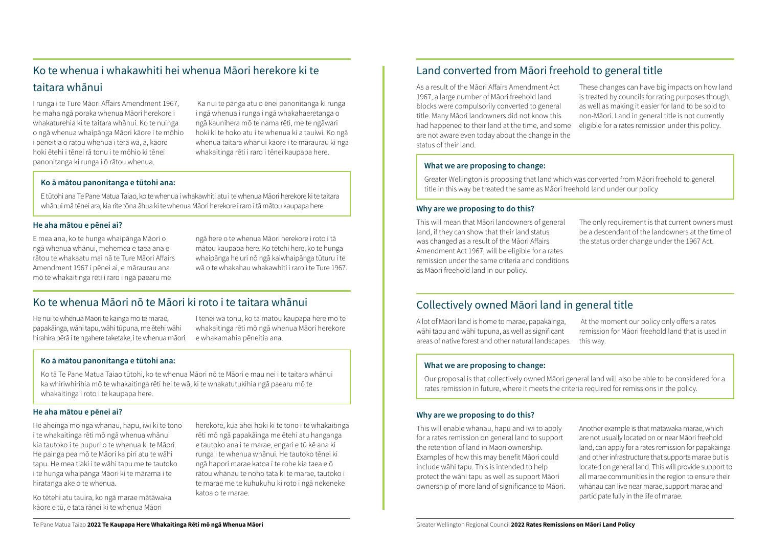## Ko te whenua i whakawhiti hei whenua Māori herekore ki te taitara whānui

I runga i te Ture Māori Affairs Amendment 1967, he maha ngā poraka whenua Māori herekore i whakaturehia ki te taitara whānui. Ko te nuinga o ngā whenua whaipānga Māori kāore i te mōhio i pēneitia ō rātou whenua i tērā wā, ā, kāore hoki ētehi i tēnei rā tonu i te mōhio ki tēnei panonitanga ki runga i ō rātou whenua.

Ka nui te pānga atu o ēnei panonitanga ki runga i ngā whenua i runga i ngā whakahaeretanga o ngā kaunihera mō te nama rēti, me te ngāwari hoki ki te hoko atu i te whenua ki a tauiwi. Ko ngā whenua taitara whānui kāore i te māraurau ki ngā whakaitinga rēti i raro i tēnei kaupapa here.

**Ko ā mātou panonitanga e tūtohi ana:**

E tūtohi ana Te Pane Matua Taiao, ko te whenua i whakawhiti atu i te whenua Māori herekore ki te taitara whānui mā tēnei ara, kia rite tōna āhua ki te whenua Māori herekore i raro i tā mātou kaupapa here.

#### He aha mātou e pēnei ai?

E mea ana, ko te hunga whaipānga Māori o ngā whenua whānui, mehemea e taea ana e rātou te whakaatu mai nā te Ture Māori Affairs Amendment 1967 i pēnei ai, e māraurau ana mō te whakaitinga rēti i raro i ngā paearu me ngā here o te whenua Māori herekore i roto i tā mātou kaupapa here. Ko tētehi here, ko te hunga whaipānga he uri nō ngā kaiwhaipānga tūturu i te wā o te whakahau whakawhiti i raro i te Ture 1967.

## Ko te whenua Māori nō te Māori ki roto i te taitara whānui

He nui te whenua Māori te kāinga mō te marae, papakāinga, wāhi tapu, wāhi tūpuna, me ētehi wāhi hirahira pērā i te ngahere taketake, i te whenua māori. I tēnei wā tonu, ko tā mātou kaupapa here mō te whakaitinga rēti mō ngā whenua Māori herekore e whakamahia pēneitia ana.

**Ko ā mātou panonitanga e tūtohi ana:**

Ko tā Te Pane Matua Taiao tūtohi, ko te whenua Māori nō te Māori e mau nei i te taitara whānui ka whiriwhirihia mō te whakaitinga rēti hei te wā, ki te whakatutukihia ngā paearu mō te whakaitinga i roto i te kaupapa here.

#### He aha mātou e pēnei ai?

He āheinga mō ngā whānau, hapū, iwi ki te tono i te whakaitinga rēti mō ngā whenua whānui kia tautoko i te pupuri o te whenua ki te Māori. He painga pea mō te Māori ka piri atu te wāhi tapu. He mea tiaki i te wāhi tapu me te tautoko i te hunga whaipānga Māori ki te mārama i te hiratanga ake o te whenua.

Ko tētehi atu tauira, ko ngā marae mātāwaka kāore e tū, e tata rānei ki te whenua Māori herekore, kua āhei hoki ki te tono i te whakaitinga rēti mō ngā papakāinga me ētehi atu hanganga e tautoko ana i te marae, engari e tū kē ana ki runga i te whenua whānui. He tautoko tēnei ki ngā hapori marae katoa i te rohe kia taea e ō rātou whānau te noho tata ki te marae, tautoko i te marae me te kuhukuhu ki roto i ngā nekeneke katoa o te marae.

## Land converted from Māori freehold to general title

As a result of the Māori Affairs Amendment Act 1967, a large number of Māori freehold land blocks were compulsorily converted to general title. Many Māori landowners did not know this had happened to their land at the time, and some are not aware even today about the change in the status of their land.

These changes can have big impacts on how land is treated by councils for rating purposes though, as well as making it easier for land to be sold to non-Māori. Land in general title is not currently eligible for a rates remission under this policy.

**What we are proposing to change:**

Greater Wellington is proposing that land which was converted from Māori freehold to general title in this way be treated the same as Māori freehold land under our policy

#### Why are we proposing to do this?

This will mean that Māori landowners of general land, if they can show that their land status was changed as a result of the Māori Affairs Amendment Act 1967, will be eligible for a rates remission under the same criteria and conditions as Māori freehold land in our policy.

The only requirement is that current owners must be a descendant of the landowners at the time of the status order change under the 1967 Act.

## Collectively owned Māori land in general title

A lot of Māori land is home to marae, papakāinga, wāhi tapu and wāhi tupuna, as well as significant areas of native forest and other natural landscapes. At the moment our policy only offers a rates remission for Māori freehold land that is used in this way.

**What we are proposing to change:**

Our proposal is that collectively owned Māori general land will also be able to be considered for a rates remission in future, where it meets the criteria required for remissions in the policy.

#### Why are we proposing to do this?

This will enable whānau, hapū and iwi to apply for a rates remission on general land to support the retention of land in Māori ownership. Examples of how this may benefit Māori could include wāhi tapu. This is intended to help protect the wāhi tapu as well as support Māori ownership of more land of significance to Māori.

Another example is that mātāwaka marae, which are not usually located on or near Māori freehold land, can apply for a rates remission for papakāinga and other infrastructure that supports marae but is located on general land. This will provide support to all marae communities in the region to ensure their whānau can live near marae, support marae and participate fully in the life of marae.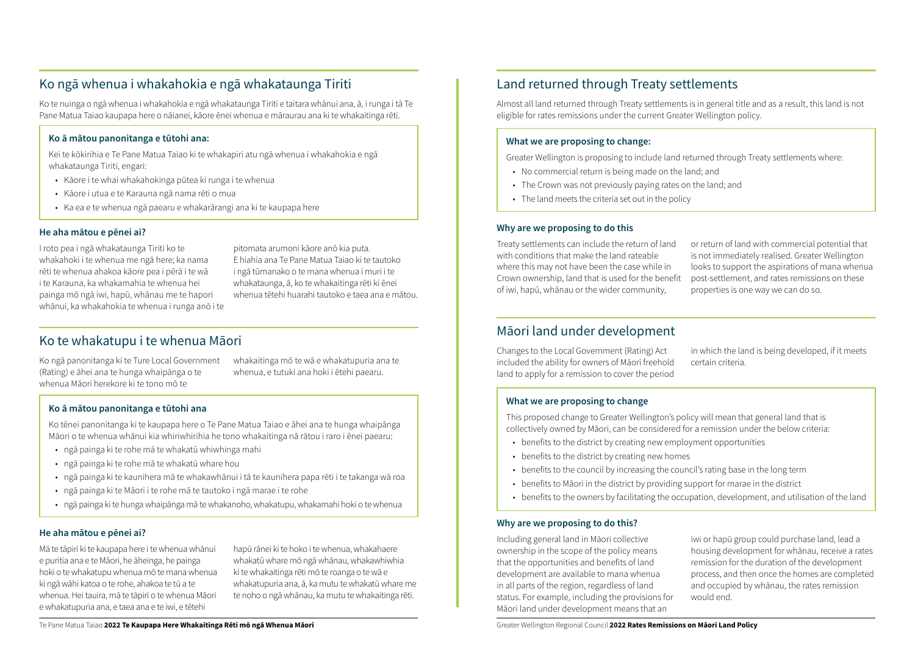## Ko ngā whenua i whakahokia e ngā whakataunga Tiriti

Ko te nuinga o ngā whenua i whakahokia e ngā whakataunga Tiriti e taitara whānui ana, ā, i runga i tā Te Pane Matua Taiao kaupapa here o nāianei, kāore ēnei whenua e māraurau ana ki te whakaitinga rēti.

### Ko ā mātou panonitanga e tūtohi ana:

Kei te kōkirihia e Te Pane Matua Taiao ki te whakapiri atu ngā whenua i whakahokia e ngā whakataunga Tiriti, engari:

- Kāore i te whai whakahokinga pūtea ki runga i te whenua
- Kāore i utua e te Karauna ngā nama rēti o mua
- Ka ea e te whenua ngā paearu e whakarārangi ana ki te kaupapa here

### He aha mātou e pēnei ai?

I roto pea i ngā whakataunga Tiriti ko te whakahoki i te whenua me ngā here; ka nama rēti te whenua ahakoa kāore pea i pērā i te wā i te Karauna, ka whakamahia te whenua hei painga mō ngā iwi, hapū, whānau me te hapori whānui, ka whakahokia te whenua i runga anō i te pitomata arumoni kāore anō kia puta. E hiahia ana Te Pane Matua Taiao ki te tautoko i ngā tūmanako o te mana whenua i muri i te whakataunga, ā, ko te whakaitinga rēti ki ēnei whenua tētehi huarahi tautoko e taea ana e mātou.

## Ko te whakatupu i te whenua Māori

Ko ngā panonitanga ki te Ture Local Government (Rating) e āhei ana te hunga whaipānga o te whenua Māori herekore ki te tono mō te whakaitinga mō te wā e whakatupuria ana te whenua, e tutuki ana hoki i ētehi paearu.

### Ko ā mātou panonitanga e tūtohi ana

Ko tēnei panonitanga ki te kaupapa here o Te Pane Matua Taiao e āhei ana te hunga whaipānga Māori o te whenua whānui kia whiriwhirihia he tono whakaitinga nā rātou i raro i ēnei paearu:

- ngā painga ki te rohe mā te whakatū whiwhinga mahi
- ngā painga ki te rohe mā te whakatū whare hou
- ngā painga ki te kaunihera mā te whakawhānui i tā te kaunihera papa rēti i te takanga wā roa
- ngā painga ki te Māori i te rohe mā te tautoko i ngā marae i te rohe
- ngā painga ki te hunga whaipānga mā te whakanoho, whakatupu, whakamahi hoki o te whenua

### He aha mātou e pēnei ai?

Mā te tāpiri ki te kaupapa here i te whenua whānui e puritia ana e te Māori, he āheinga, he painga hoki o te whakatupu whenua mō te mana whenua ki ngā wāhi katoa o te rohe, ahakoa te tū a te whenua. Hei tauira, mā te tāpiri o te whenua Māori e whakatupuria ana, e taea ana e te iwi, e tētehi hapū rānei ki te hoko i te whenua, whakahaere whakatū whare mō ngā whānau, whakawhiwhia ki te whakaitinga rēti mō te roanga o te wā e whakatupuria ana, ā, ka mutu te whakatū whare me te noho o ngā whānau, ka mutu te whakaitinga rēti.

## Land returned through Treaty settlements

Almost all land returned through Treaty settlements is in general title and as a result, this land is not eligible for rates remissions under the current Greater Wellington policy.

### What we are proposing to change:

Greater Wellington is proposing to include land returned through Treaty settlements where:

- No commercial return is being made on the land; and
- The Crown was not previously paying rates on the land; and
- The land meets the criteria set out in the policy

### Why are we proposing to do this

Treaty settlements can include the return of land with conditions that make the land rateable where this may not have been the case while in Crown ownership, land that is used for the benefit of iwi, hapū, whānau or the wider community, or return of land with commercial potential that is not immediately realised. Greater Wellington looks to support the aspirations of mana whenua post-settlement, and rates remissions on these properties is one way we can do so.

## Māori land under development

Changes to the Local Government (Rating) Act included the ability for owners of Māori freehold land to apply for a remission to cover the period in which the land is being developed, if it meets certain criteria.

### What we are proposing to change

This proposed change to Greater Wellington's policy will mean that general land that is collectively owned by Māori, can be considered for a remission under the below criteria:

- benefits to the district by creating new employment opportunities
- benefits to the district by creating new homes
- benefits to the council by increasing the council's rating base in the long term
- benefits to Māori in the district by providing support for marae in the district
- benefits to the owners by facilitating the occupation, development, and utilisation of the land

### Why are we proposing to do this?

Including general land in Māori collective ownership in the scope of the policy means that the opportunities and benefits of land development are available to mana whenua in all parts of the region, regardless of land status. For example, including the provisions for Māori land under development means that an iwi or hapū group could purchase land, lead a housing development for whānau, receive a rates remission for the duration of the development process, and then once the homes are completed and occupied by whānau, the rates remission would end.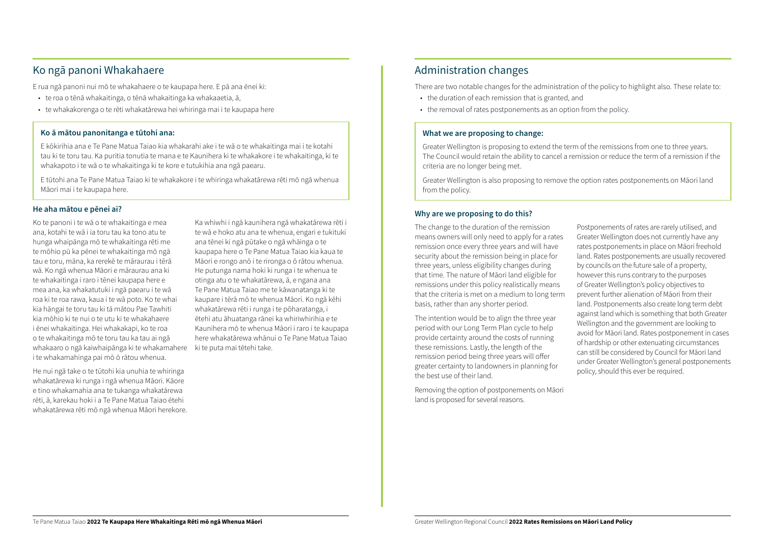## Ko ngā panoni Whakahaere

E rua ngā panoni nui mō te whakahaere o te kaupapa here. E pā ana ēnei ki:

- te roa o tēnā whakaitinga, o tēnā whakaitinga ka whakaaetia, ā,
- te whakakorenga o te rēti whakatārewa hei whiringa mai i te kaupapa here

### Ko ā mātou panonitanga e tūtohi ana:

E kōkirihia ana e Te Pane Matua Taiao kia whakarahi ake i te wā o te whakaitinga mai i te kotahi tau ki te toru tau. Ka puritia tonutia te mana e te Kaunihera ki te whakakore i te whakaitinga, ki te whakapoto i te wā o te whakaitinga ki te kore e tutukihia ana ngā paearu.

E tūtohi ana Te Pane Matua Taiao ki te whakakore i te whiringa whakatārewa rēti mō ngā whenua Māori mai i te kaupapa here.

### He aha mātou e pēnei ai?

Ko te panoni i te wā o te whakaitinga e mea ana, kotahi te wā i ia toru tau ka tono atu te hunga whaipānga mō te whakaitinga rēti me te mōhio pū ka pēnei te whakaitinga mō ngā tau e toru, māna, ka rerekē te māraurau i tērā wā. Ko ngā whenua Māori e māraurau ana ki te whakaitinga i raro i tēnei kaupapa here e mea ana, ka whakatutuki i ngā paearu i te wā roa ki te roa rawa, kaua i te wā poto. Ko te whai kia hāngai te toru tau ki tā mātou Pae Tawhiti kia mōhio ki te nui o te utu ki te whakahaere i ēnei whakaitinga. Hei whakakapi, ko te roa o te whakaitinga mō te toru tau ka tau ai ngā whakaaro o ngā kaiwhaipānga ki te whakamahere i te whakamahinga pai mō ō rātou whenua.

He nui ngā take o te tūtohi kia unuhia te whiringa whakatārewa ki runga i ngā whenua Māori. Kāore e tino whakamahia ana te tukanga whakatārewa rēti, ā, karekau hoki i a Te Pane Matua Taiao ētehi whakatārewa rēti mō ngā whenua Māori herekore. Ka whiwhi i ngā kaunihera ngā whakatārewa rēti i te wā e hoko atu ana te whenua, engari e tukituki ana tēnei ki ngā pūtake o ngā whāinga o te kaupapa here o Te Pane Matua Taiao kia kaua te Māori e rongo anō i te rironga o ō rātou whenua. He putunga nama hoki ki runga i te whenua te otinga atu o te whakatārewa, ā, e ngana ana Te Pane Matua Taiao me te kāwanatanga ki te kaupare i tērā mō te whenua Māori. Ko ngā kēhi whakatārewa rēti i runga i te pōharatanga, i ētehi atu āhuatanga rānei ka whiriwhirihia e te Kaunihera mō te whenua Māori i raro i te kaupapa here whakatārewa whānui o Te Pane Matua Taiao ki te puta mai tētehi take.

## Administration changes

There are two notable changes for the administration of the policy to highlight also. These relate to:

- the duration of each remission that is granted, and
- the removal of rates postponements as an option from the policy.

### What we are proposing to change:

Greater Wellington is proposing to extend the term of the remissions from one to three years. The Council would retain the ability to cancel a remission or reduce the term of a remission if the criteria are no longer being met.

Greater Wellington is also proposing to remove the option rates postponements on Māori land from the policy.

### Why are we proposing to do this?

The change to the duration of the remission means owners will only need to apply for a rates remission once every three years and will have security about the remission being in place for three years, unless eligibility changes during that time. The nature of Māori land eligible for remissions under this policy realistically means that the criteria is met on a medium to long term basis, rather than any shorter period.

The intention would be to align the three year period with our Long Term Plan cycle to help provide certainty around the costs of running these remissions. Lastly, the length of the remission period being three years will offer greater certainty to landowners in planning for the best use of their land.

Removing the option of postponements on Māori land is proposed for several reasons.

Postponements of rates are rarely utilised, and Greater Wellington does not currently have any rates postponements in place on Māori freehold land. Rates postponements are usually recovered by councils on the future sale of a property, however this runs contrary to the purposes of Greater Wellington's policy objectives to prevent further alienation of Māori from their land. Postponements also create long term debt against land which is something that both Greater Wellington and the government are looking to avoid for Māori land. Rates postponement in cases of hardship or other extenuating circumstances can still be considered by Council for Māori land under Greater Wellington's general postponements policy, should this ever be required.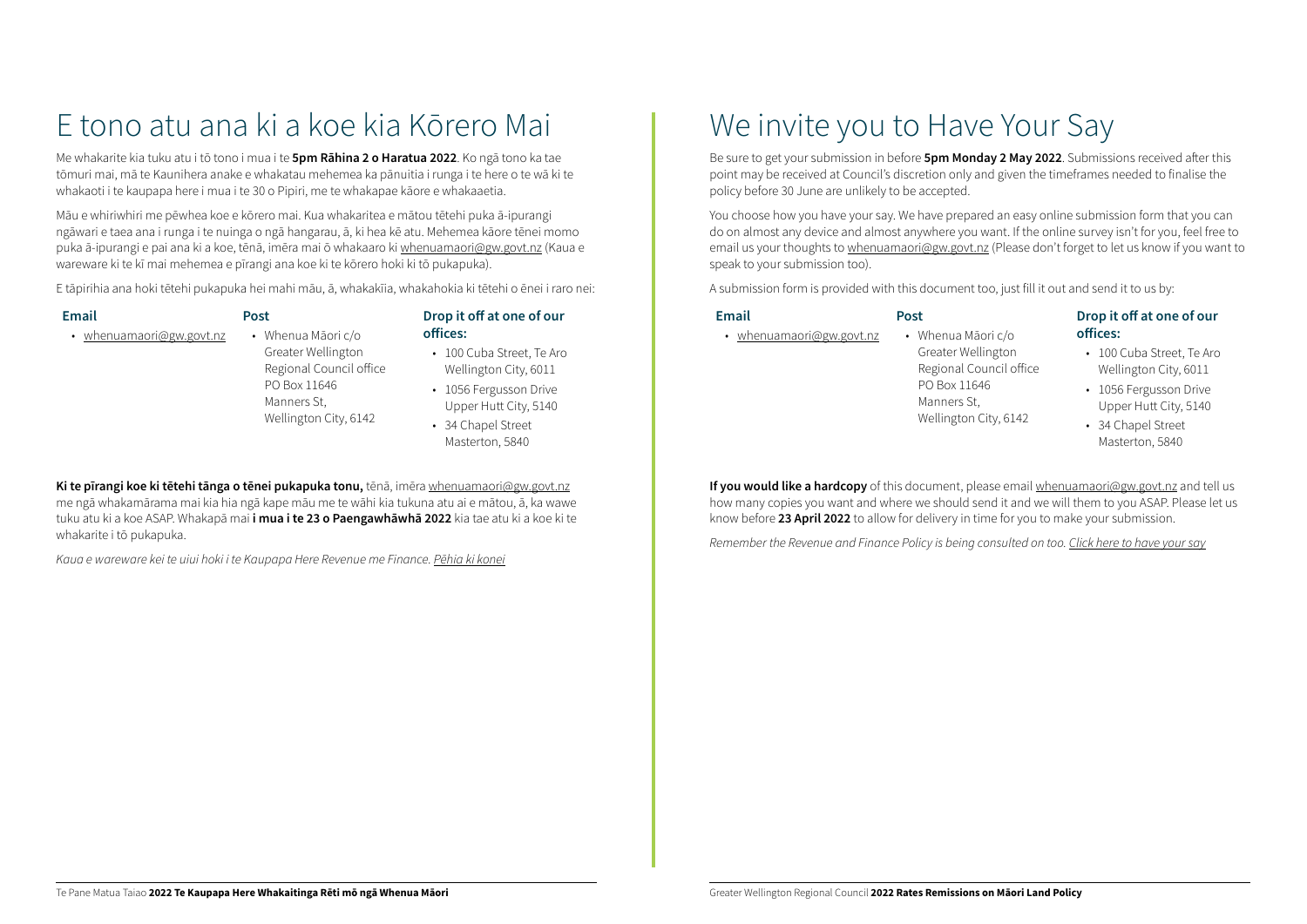# E tono atu ana ki a koe kia Kōrero Mai

Me whakarite kia tuku atu i tō tono i mua i te **5pm Rāhina 2 o Haratua 2022**. Ko ngā tono ka tae tōmuri mai, mā te Kaunihera anake e whakatau mehemea ka pānuitia i runga i te here o te wā ki te whakaoti i te kaupapa here i mua i te 30 o Pipiri, me te whakapae kāore e whakaaetia.

Māu e whiriwhiri me pēwhea koe e kōrero mai. Kua whakaritea e mātou tētehi puka ā-ipurangi ngāwari e taea ana i runga i te nuinga o ngā hangarau, ā, ki hea kē atu. Mehemea kāore tēnei momo puka ā-ipurangi e pai ana ki a koe, tēnā, imēra mai ō whakaaro ki whenuamaori@gw.govt.nz (Kaua e wareware ki te kī mai mehemea e pīrangi ana koe ki te kōrero hoki ki tō pukapuka).

E tāpirihia ana hoki tētehi pukapuka hei mahi māu, ā, whakakīia, whakahokia ki tētehi o ēnei i raro nei:

**Email**

- whenuamaori@gw.govt.nz

**Post**

- Whenua Māori c/o Greater Wellington Regional Council office PO Box 11646 Manners St, Wellington City, 6142

**Drop it off at one of our offices:**

- 100 Cuba Street, Te Aro Wellington City, 6011
- 1056 Fergusson Drive Upper Hutt City, 5140
- 34 Chapel Street Masterton, 5840

**Ki te pīrangi koe ki tētehi tānga o tēnei pukapuka tonu,** tēnā, imēra whenuamaori@gw.govt.nz me ngā whakamārama mai kia hia ngā kape māu me te wāhi kia tukuna atu ai e mātou, ā, ka wawe tuku atu ki a koe ASAP. Whakapā mai **i mua i te 23 o Paengawhāwhā 2022** kia tae atu ki a koe ki te whakarite i tō pukapuka.

*Kaua e wareware kei te uiui hoki i te Kaupapa Here Revenue me Finance. Pēhia ki konei*

# We invite you to Have Your Say

Be sure to get your submission in before **5pm Monday 2 May 2022**. Submissions received after this point may be received at Council's discretion only and given the timeframes needed to finalise the policy before 30 June are unlikely to be accepted.

You choose how you have your say. We have prepared an easy online submission form that you can do on almost any device and almost anywhere you want. If the online survey isn't for you, feel free to email us your thoughts to whenuamaori@gw.govt.nz (Please don't forget to let us know if you want to speak to your submission too).

A submission form is provided with this document too, just fill it out and send it to us by:

**Email**

- whenuamaori@gw.govt.nz

**Post**

- Whenua Māori c/o Greater Wellington Regional Council office PO Box 11646 Manners St, Wellington City, 6142

**Drop it off at one of our offices:**

- 100 Cuba Street, Te Aro Wellington City, 6011
- 1056 Fergusson Drive Upper Hutt City, 5140
- 34 Chapel Street Masterton, 5840

**If you would like a hardcopy** of this document, please email whenuamaori@gw.govt.nz and tell us how many copies you want and where we should send it and we will them to you ASAP. Please let us know before **23 April 2022** to allow for delivery in time for you to make your submission.

*Remember the Revenue and Finance Policy is being consulted on too. Click here to have your say*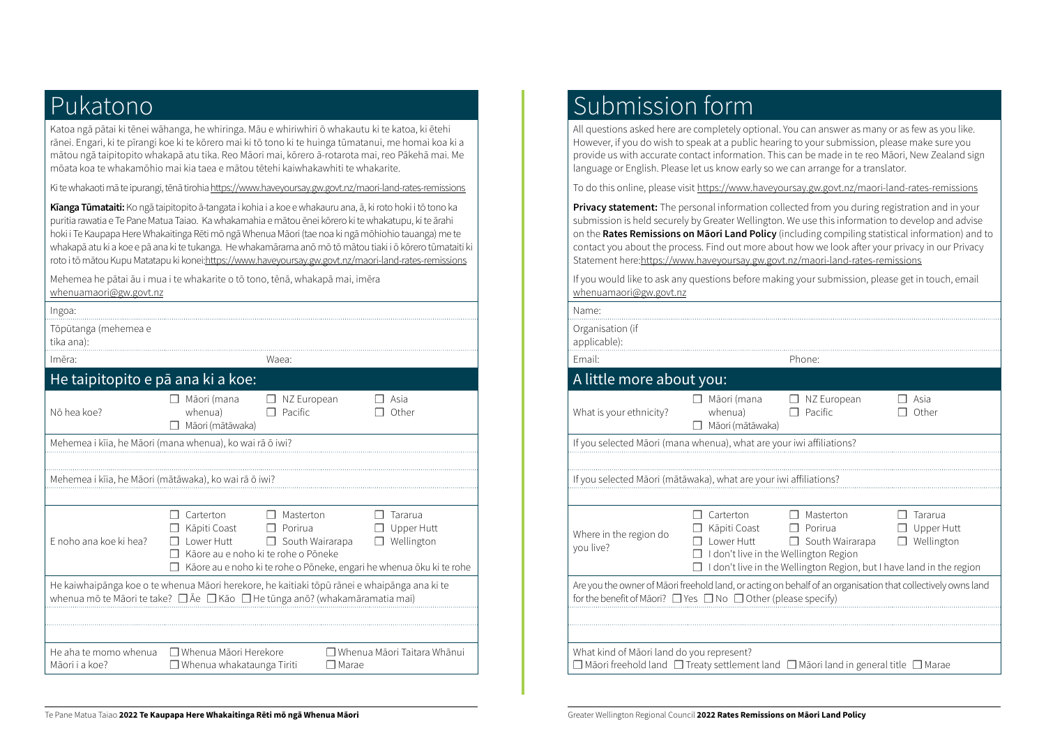# Pukatono

Katoa ngā pātai ki tēnei wāhanga, he whiringa. Māu e whiriwhiri ō whakautu ki te katoa, ki ētehi rānei. Engari, ki te pīrangi koe ki te kōrero mai ki tō tono ki te huinga tūmatanui, me homai koa ki a mātou ngā taipitopito whakapā atu tika. Reo Māori mai, kōrero ā-rotarota mai, reo Pākehā mai. Me mōata koa te whakamōhio mai kia taea e mātou tētehi kaiwhakawhiti te whakarite.

Ki te whakaoti mā te ipurangi, tēnā tirohia https://www.haveyoursay.gw.govt.nz/maori-land-rates-remissions

**Kīanga Tūmataiti:** Ko ngā taipitopito ā-tangata i kohia i a koe e whakauru ana, ā, ki roto hoki i tō tono ka puritia rawatia e Te Pane Matua Taiao. Ka whakamahia e mātou ēnei kōrero ki te whakatupu, ki te ārahi hoki i Te Kaupapa Here Whakaitinga Rēti mō ngā Whenua Māori (tae noa ki ngā mōhiohio tauanga) me te whakapā atu ki a koe e pā ana ki te tukanga. He whakamārama anō mō tō mātou tiaki i ō kōrero tūmataiti ki roto i tō mātou Kupu Matatapu ki konei:https://www.haveyoursay.gw.govt.nz/maori-land-rates-remissions

Mehemea he pātai āu i mua i te whakarite o tō tono, tēnā, whakapā mai, imēra whenuamaori@gw.govt.nz

Ingoa:

Tōpūtanga (mehemea e tika ana):

Imēra: Waea:

## He taipitopito e pā ana ki a koe:

| | |
|---|---|
| Nō hea koe? | ☐ Māori (mana whenua) ☐ Māori (mātāwaka) ☐ NZ European ☐ Pacific ☐ Asia ☐ Other |
| Mehemea i kīia, he Māori (mana whenua), ko wai rā ō iwi? | |
| Mehemea i kīia, he Māori (mātāwaka), ko wai rā ō iwi? | |
| E noho ana koe ki hea? | ☐ Carterton ☐ Kāpiti Coast ☐ Lower Hutt ☐ Masterton ☐ Porirua ☐ South Wairarapa ☐ Tararua ☐ Upper Hutt ☐ Wellington ☐ Kāore au e noho ki te rohe o Pōneke ☐ Kāore au e noho ki te rohe o Pōneke, engari he whenua ōku ki te rohe |
| He kaiwhaipānga koe o te whenua Māori herekore, he kaitiaki tōpū rānei e whaipānga ana ki te whenua mō te Māori te take? ☐ Āe ☐ Kāo ☐ He tūnga anō? (whakamāramatia mai) | |
| He aha te momo whenua Māori i a koe? | ☐ Whenua Māori Herekore ☐ Whenua whakataunga Tiriti ☐ Whenua Māori Taitara Whānui ☐ Marae |

# Submission form

All questions asked here are completely optional. You can answer as many or as few as you like. However, if you do wish to speak at a public hearing to your submission, please make sure you provide us with accurate contact information. This can be made in te reo Māori, New Zealand sign language or English. Please let us know early so we can arrange for a translator.

To do this online, please visit https://www.haveyoursay.gw.govt.nz/maori-land-rates-remissions

**Privacy statement:** The personal information collected from you during registration and in your submission is held securely by Greater Wellington. We use this information to develop and advise on the **Rates Remissions on Māori Land Policy** (including compiling statistical information) and to contact you about the process. Find out more about how we look after your privacy in our Privacy Statement here:https://www.haveyoursay.gw.govt.nz/maori-land-rates-remissions

If you would like to ask any questions before making your submission, please get in touch, email whenuamaori@gw.govt.nz

Name:

Organisation (if applicable):

Email: Phone:

## A little more about you:

| | |
|---|---|
| What is your ethnicity? | ☐ Māori (mana whenua) ☐ Māori (mātāwaka) ☐ NZ European ☐ Pacific ☐ Asia ☐ Other |
| If you selected Māori (mana whenua), what are your iwi affiliations? | |
| If you selected Māori (mātāwaka), what are your iwi affiliations? | |
| Where in the region do you live? | ☐ Carterton ☐ Kāpiti Coast ☐ Lower Hutt ☐ Masterton ☐ Porirua ☐ South Wairarapa ☐ Tararua ☐ Upper Hutt ☐ Wellington ☐ I don't live in the Wellington Region ☐ I don't live in the Wellington Region, but I have land in the region |
| Are you the owner of Māori freehold land, or acting on behalf of an organisation that collectively owns land for the benefit of Māori? ☐ Yes ☐ No ☐ Other (please specify) | |
| What kind of Māori land do you represent? | ☐ Māori freehold land ☐ Treaty settlement land ☐ Māori land in general title ☐ Marae |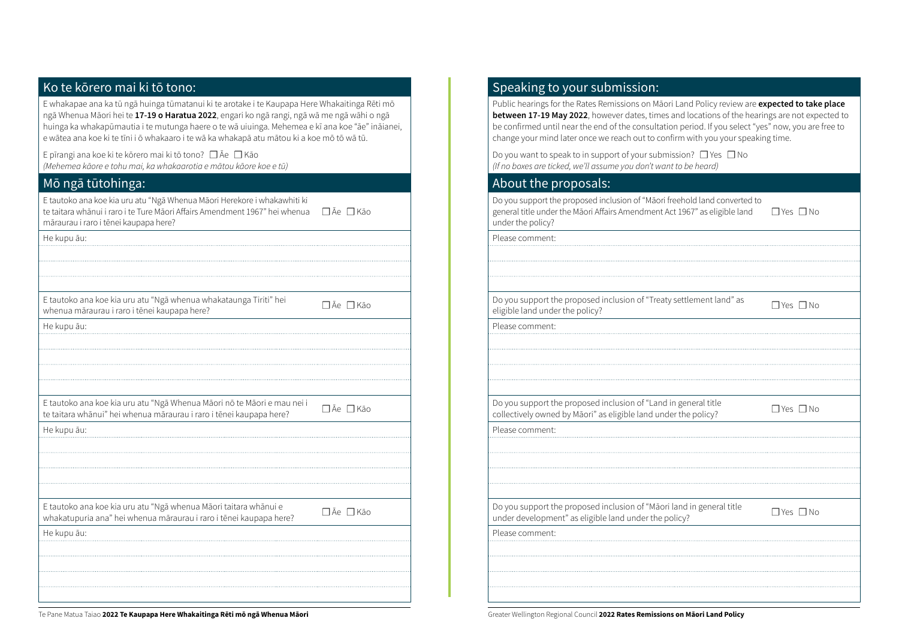## Ko te kōrero mai ki tō tono:

E whakapae ana ka tū ngā huinga tūmatanui ki te arotake i te Kaupapa Here Whakaitinga Rēti mō ngā Whenua Māori hei te **17-19 o Haratua 2022**, engari ko ngā rangi, ngā wā me ngā wāhi o ngā huinga ka whakapūmautia i te mutunga haere o te wā uiuinga. Mehemea e kī ana koe "āe" ināianei, e wātea ana koe ki te tīni i ō whakaaro i te wā ka whakapā atu mātou ki a koe mō tō wā tū.

E pīrangi ana koe ki te kōrero mai ki tō tono? ☐ Āe ☐ Kāo
*(Mehemea kāore e tohu mai, ka whakaarotia e mātou kāore koe e tū)*

## Mō ngā tūtohinga:

E tautoko ana koe kia uru atu "Ngā Whenua Māori Herekore i whakawhiti ki te taitara whānui i raro i te Ture Māori Affairs Amendment 1967" hei whenua māraurau i raro i tēnei kaupapa here? ☐ Āe ☐ Kāo

He kupu āu:

E tautoko ana koe kia uru atu "Ngā whenua whakataunga Tiriti" hei whenua māraurau i raro i tēnei kaupapa here? ☐ Āe ☐ Kāo

He kupu āu:

E tautoko ana koe kia uru atu "Ngā Whenua Māori nō te Māori e mau nei i te taitara whānui" hei whenua māraurau i raro i tēnei kaupapa here? ☐ Āe ☐ Kāo

He kupu āu:

E tautoko ana koe kia uru atu "Ngā whenua Māori taitara whānui e whakatupuria ana" hei whenua māraurau i raro i tēnei kaupapa here? ☐ Āe ☐ Kāo

He kupu āu:

## Speaking to your submission:

Public hearings for the Rates Remissions on Māori Land Policy review are **expected to take place between 17-19 May 2022**, however dates, times and locations of the hearings are not expected to be confirmed until near the end of the consultation period. If you select "yes" now, you are free to change your mind later once we reach out to confirm with you your speaking time.

Do you want to speak to in support of your submission? ☐ Yes ☐ No
*(If no boxes are ticked, we'll assume you don't want to be heard)*

## About the proposals:

Do you support the proposed inclusion of "Māori freehold land converted to general title under the Māori Affairs Amendment Act 1967" as eligible land under the policy? ☐ Yes ☐ No

Please comment:

Do you support the proposed inclusion of "Treaty settlement land" as eligible land under the policy? ☐ Yes ☐ No

Please comment:

Do you support the proposed inclusion of "Land in general title collectively owned by Māori" as eligible land under the policy? ☐ Yes ☐ No

Please comment:

Do you support the proposed inclusion of "Māori land in general title under development" as eligible land under the policy? ☐ Yes ☐ No

Please comment: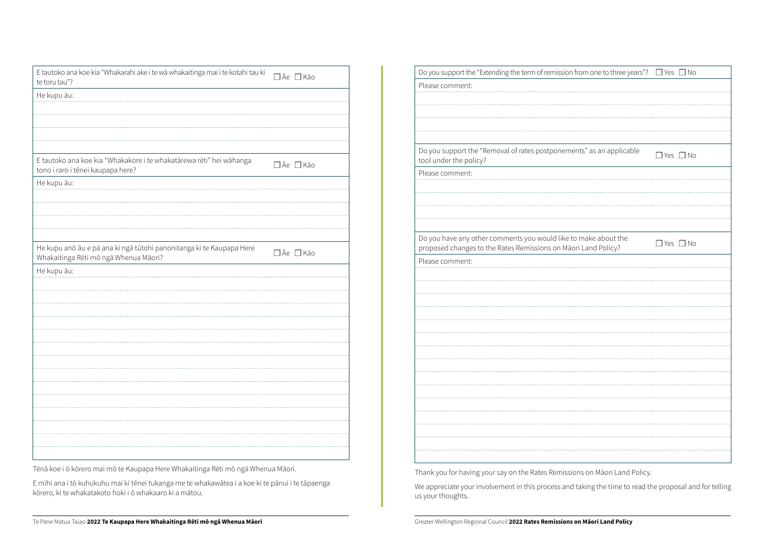E tautoko ana koe kia "Whakarahi ake i te wā whakaitinga mai i te kotahi tau ki te toru tau"? ☐ Āe ☐ Kāo

He kupu āu:

E tautoko ana koe kia "Whakakore i te whakatārewa rēti" hei wāhanga tono i raro i tēnei kaupapa here? ☐ Āe ☐ Kāo

He kupu āu:

He kupu anō āu e pā ana ki ngā tūtohi panonitanga ki te Kaupapa Here Whakaitinga Rēti mō ngā Whenua Māori? ☐ Āe ☐ Kāo

He kupu āu:

Tēnā koe i ō kōrero mai mō te Kaupapa Here Whakaitinga Rēti mō ngā Whenua Māori.

E mihi ana i tō kuhukuhu mai ki tēnei tukanga me te whakawātea i a koe ki te pānui i te tāpaenga kōrero, ki te whakatakoto hoki i ō whakaaro ki a mātou.

Do you support the "Extending the term of remission from one to three years"? ☐ Yes ☐ No

Please comment:

Do you support the "Removal of rates postponements" as an applicable tool under the policy? ☐ Yes ☐ No

Please comment:

Do you have any other comments you would like to make about the proposed changes to the Rates Remissions on Māori Land Policy? ☐ Yes ☐ No

Please comment:

Thank you for having your say on the Rates Remissions on Māori Land Policy.

We appreciate your involvement in this process and taking the time to read the proposal and for telling us your thoughts.